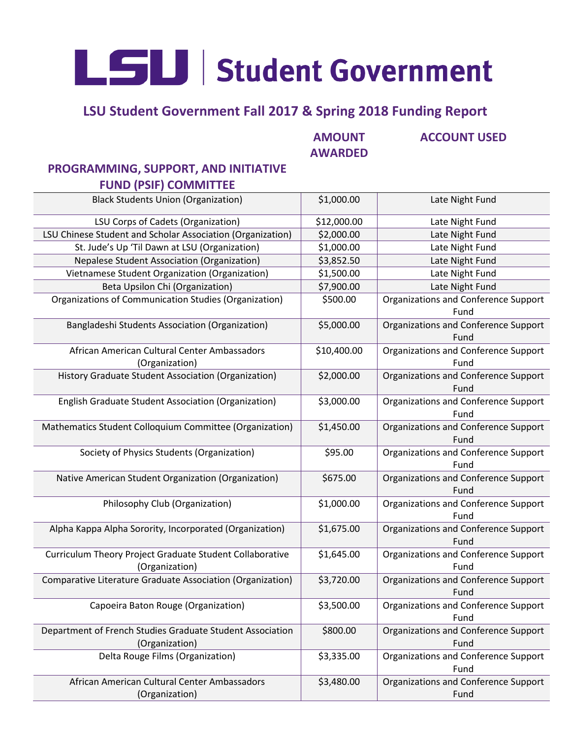# LSU | Student Government

## LSU Student Government Fall 2017 & Spring 2018 Funding Report

### PROGRAMMING, SUPPORT, AND INITIATIVE FUND (PSIF) COMMITTEE

| | AMOUNT AWARDED | ACCOUNT USED |
|---|---|---|
| Black Students Union (Organization) | $1,000.00 | Late Night Fund |
| LSU Corps of Cadets (Organization) | $12,000.00 | Late Night Fund |
| LSU Chinese Student and Scholar Association (Organization) | $2,000.00 | Late Night Fund |
| St. Jude's Up 'Til Dawn at LSU (Organization) | $1,000.00 | Late Night Fund |
| Nepalese Student Association (Organization) | $3,852.50 | Late Night Fund |
| Vietnamese Student Organization (Organization) | $1,500.00 | Late Night Fund |
| Beta Upsilon Chi (Organization) | $7,900.00 | Late Night Fund |
| Organizations of Communication Studies (Organization) | $500.00 | Organizations and Conference Support Fund |
| Bangladeshi Students Association (Organization) | $5,000.00 | Organizations and Conference Support Fund |
| African American Cultural Center Ambassadors (Organization) | $10,400.00 | Organizations and Conference Support Fund |
| History Graduate Student Association (Organization) | $2,000.00 | Organizations and Conference Support Fund |
| English Graduate Student Association (Organization) | $3,000.00 | Organizations and Conference Support Fund |
| Mathematics Student Colloquium Committee (Organization) | $1,450.00 | Organizations and Conference Support Fund |
| Society of Physics Students (Organization) | $95.00 | Organizations and Conference Support Fund |
| Native American Student Organization (Organization) | $675.00 | Organizations and Conference Support Fund |
| Philosophy Club (Organization) | $1,000.00 | Organizations and Conference Support Fund |
| Alpha Kappa Alpha Sorority, Incorporated (Organization) | $1,675.00 | Organizations and Conference Support Fund |
| Curriculum Theory Project Graduate Student Collaborative (Organization) | $1,645.00 | Organizations and Conference Support Fund |
| Comparative Literature Graduate Association (Organization) | $3,720.00 | Organizations and Conference Support Fund |
| Capoeira Baton Rouge (Organization) | $3,500.00 | Organizations and Conference Support Fund |
| Department of French Studies Graduate Student Association (Organization) | $800.00 | Organizations and Conference Support Fund |
| Delta Rouge Films (Organization) | $3,335.00 | Organizations and Conference Support Fund |
| African American Cultural Center Ambassadors (Organization) | $3,480.00 | Organizations and Conference Support Fund |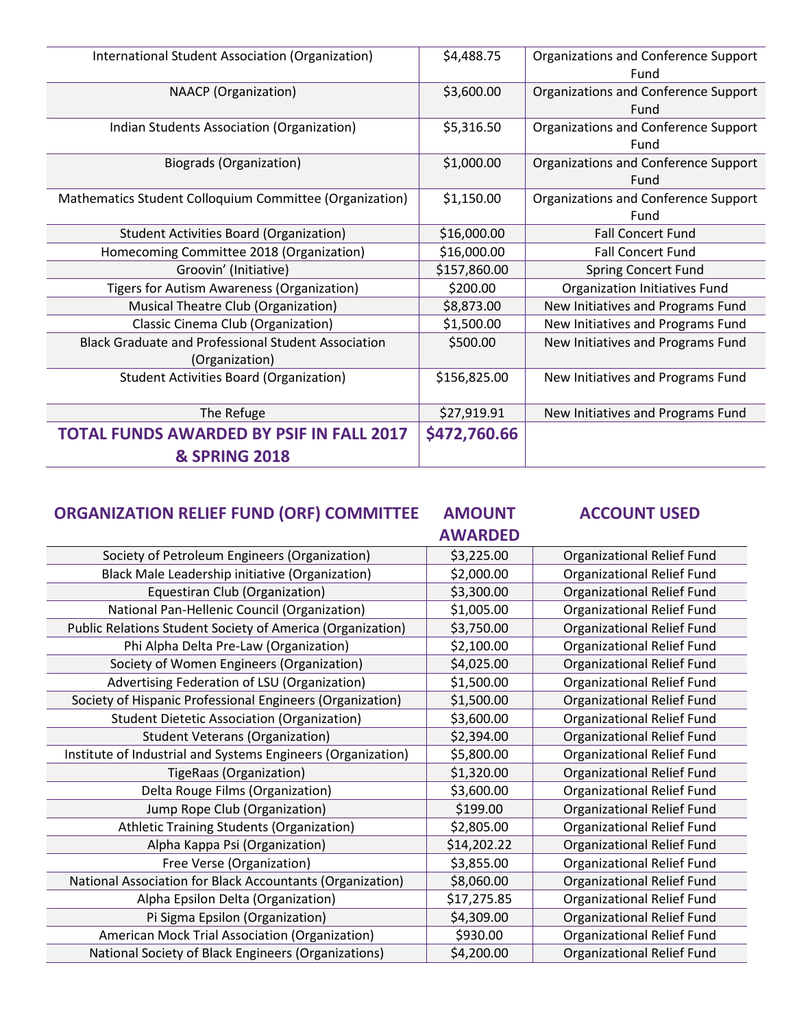| | | |
|---|---|---|
| International Student Association (Organization) | $4,488.75 | Organizations and Conference Support Fund |
| NAACP (Organization) | $3,600.00 | Organizations and Conference Support Fund |
| Indian Students Association (Organization) | $5,316.50 | Organizations and Conference Support Fund |
| Biograds (Organization) | $1,000.00 | Organizations and Conference Support Fund |
| Mathematics Student Colloquium Committee (Organization) | $1,150.00 | Organizations and Conference Support Fund |
| Student Activities Board (Organization) | $16,000.00 | Fall Concert Fund |
| Homecoming Committee 2018 (Organization) | $16,000.00 | Fall Concert Fund |
| Groovin' (Initiative) | $157,860.00 | Spring Concert Fund |
| Tigers for Autism Awareness (Organization) | $200.00 | Organization Initiatives Fund |
| Musical Theatre Club (Organization) | $8,873.00 | New Initiatives and Programs Fund |
| Classic Cinema Club (Organization) | $1,500.00 | New Initiatives and Programs Fund |
| Black Graduate and Professional Student Association (Organization) | $500.00 | New Initiatives and Programs Fund |
| Student Activities Board (Organization) | $156,825.00 | New Initiatives and Programs Fund |
| The Refuge | $27,919.91 | New Initiatives and Programs Fund |
| **TOTAL FUNDS AWARDED BY PSIF IN FALL 2017 & SPRING 2018** | **$472,760.66** | |

| ORGANIZATION RELIEF FUND (ORF) COMMITTEE | AMOUNT AWARDED | ACCOUNT USED |
|---|---|---|
| Society of Petroleum Engineers (Organization) | $3,225.00 | Organizational Relief Fund |
| Black Male Leadership initiative (Organization) | $2,000.00 | Organizational Relief Fund |
| Equestiran Club (Organization) | $3,300.00 | Organizational Relief Fund |
| National Pan-Hellenic Council (Organization) | $1,005.00 | Organizational Relief Fund |
| Public Relations Student Society of America (Organization) | $3,750.00 | Organizational Relief Fund |
| Phi Alpha Delta Pre-Law (Organization) | $2,100.00 | Organizational Relief Fund |
| Society of Women Engineers (Organization) | $4,025.00 | Organizational Relief Fund |
| Advertising Federation of LSU (Organization) | $1,500.00 | Organizational Relief Fund |
| Society of Hispanic Professional Engineers (Organization) | $1,500.00 | Organizational Relief Fund |
| Student Dietetic Association (Organization) | $3,600.00 | Organizational Relief Fund |
| Student Veterans (Organization) | $2,394.00 | Organizational Relief Fund |
| Institute of Industrial and Systems Engineers (Organization) | $5,800.00 | Organizational Relief Fund |
| TigeRaas (Organization) | $1,320.00 | Organizational Relief Fund |
| Delta Rouge Films (Organization) | $3,600.00 | Organizational Relief Fund |
| Jump Rope Club (Organization) | $199.00 | Organizational Relief Fund |
| Athletic Training Students (Organization) | $2,805.00 | Organizational Relief Fund |
| Alpha Kappa Psi (Organization) | $14,202.22 | Organizational Relief Fund |
| Free Verse (Organization) | $3,855.00 | Organizational Relief Fund |
| National Association for Black Accountants (Organization) | $8,060.00 | Organizational Relief Fund |
| Alpha Epsilon Delta (Organization) | $17,275.85 | Organizational Relief Fund |
| Pi Sigma Epsilon (Organization) | $4,309.00 | Organizational Relief Fund |
| American Mock Trial Association (Organization) | $930.00 | Organizational Relief Fund |
| National Society of Black Engineers (Organizations) | $4,200.00 | Organizational Relief Fund |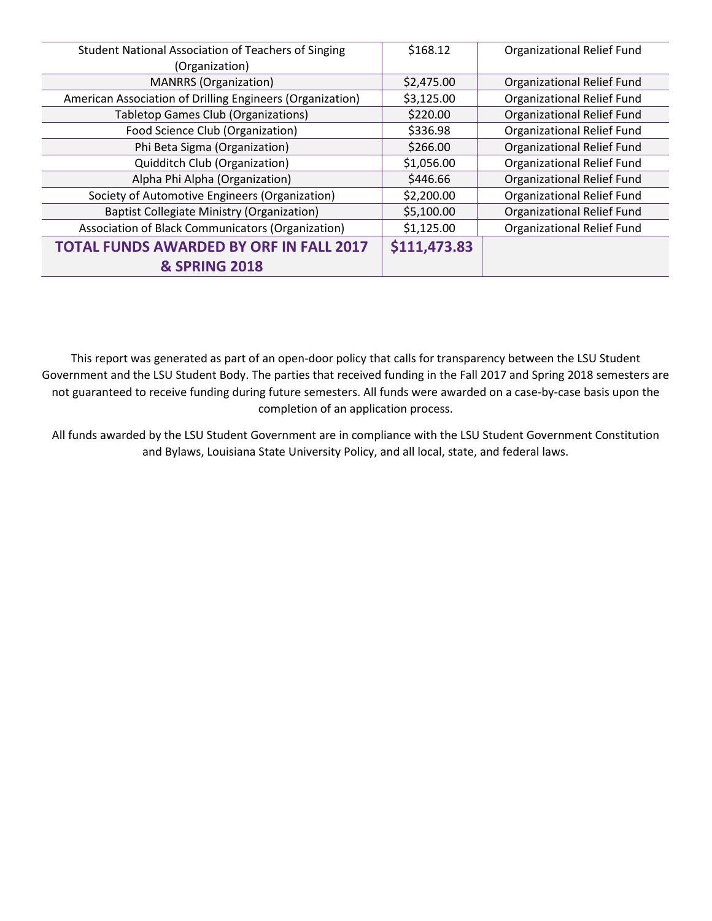| | | |
|---|---|---|
| Student National Association of Teachers of Singing (Organization) | $168.12 | Organizational Relief Fund |
| MANRRS (Organization) | $2,475.00 | Organizational Relief Fund |
| American Association of Drilling Engineers (Organization) | $3,125.00 | Organizational Relief Fund |
| Tabletop Games Club (Organizations) | $220.00 | Organizational Relief Fund |
| Food Science Club (Organization) | $336.98 | Organizational Relief Fund |
| Phi Beta Sigma (Organization) | $266.00 | Organizational Relief Fund |
| Quidditch Club (Organization) | $1,056.00 | Organizational Relief Fund |
| Alpha Phi Alpha (Organization) | $446.66 | Organizational Relief Fund |
| Society of Automotive Engineers (Organization) | $2,200.00 | Organizational Relief Fund |
| Baptist Collegiate Ministry (Organization) | $5,100.00 | Organizational Relief Fund |
| Association of Black Communicators (Organization) | $1,125.00 | Organizational Relief Fund |
| **TOTAL FUNDS AWARDED BY ORF IN FALL 2017 & SPRING 2018** | **$111,473.83** | |

This report was generated as part of an open-door policy that calls for transparency between the LSU Student Government and the LSU Student Body. The parties that received funding in the Fall 2017 and Spring 2018 semesters are not guaranteed to receive funding during future semesters. All funds were awarded on a case-by-case basis upon the completion of an application process.

All funds awarded by the LSU Student Government are in compliance with the LSU Student Government Constitution and Bylaws, Louisiana State University Policy, and all local, state, and federal laws.